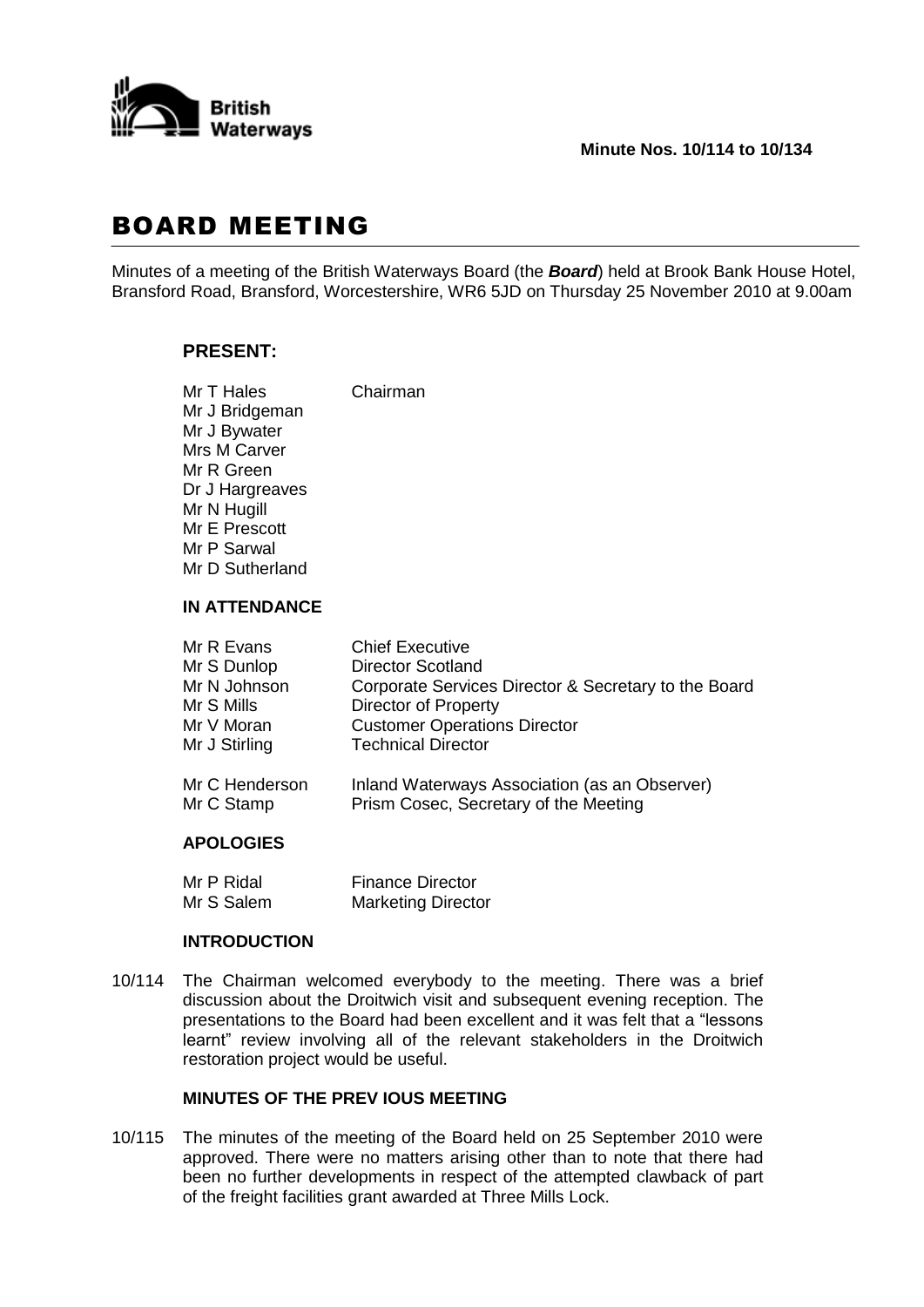**Minute Nos. 10/114 to 10/134**

# BOARD MEETING

Minutes of a meeting of the British Waterways Board (the ***Board***) held at Brook Bank House Hotel, Bransford Road, Bransford, Worcestershire, WR6 5JD on Thursday 25 November 2010 at 9.00am

## PRESENT:

| | |
|---|---|
| Mr T Hales | Chairman |
| Mr J Bridgeman | |
| Mr J Bywater | |
| Mrs M Carver | |
| Mr R Green | |
| Dr J Hargreaves | |
| Mr N Hugill | |
| Mr E Prescott | |
| Mr P Sarwal | |
| Mr D Sutherland | |

## IN ATTENDANCE

| | |
|---|---|
| Mr R Evans | Chief Executive |
| Mr S Dunlop | Director Scotland |
| Mr N Johnson | Corporate Services Director & Secretary to the Board |
| Mr S Mills | Director of Property |
| Mr V Moran | Customer Operations Director |
| Mr J Stirling | Technical Director |
| Mr C Henderson | Inland Waterways Association (as an Observer) |
| Mr C Stamp | Prism Cosec, Secretary of the Meeting |

## APOLOGIES

| | |
|---|---|
| Mr P Ridal | Finance Director |
| Mr S Salem | Marketing Director |

## INTRODUCTION

10/114 The Chairman welcomed everybody to the meeting. There was a brief discussion about the Droitwich visit and subsequent evening reception. The presentations to the Board had been excellent and it was felt that a "lessons learnt" review involving all of the relevant stakeholders in the Droitwich restoration project would be useful.

## MINUTES OF THE PREV IOUS MEETING

10/115 The minutes of the meeting of the Board held on 25 September 2010 were approved. There were no matters arising other than to note that there had been no further developments in respect of the attempted clawback of part of the freight facilities grant awarded at Three Mills Lock.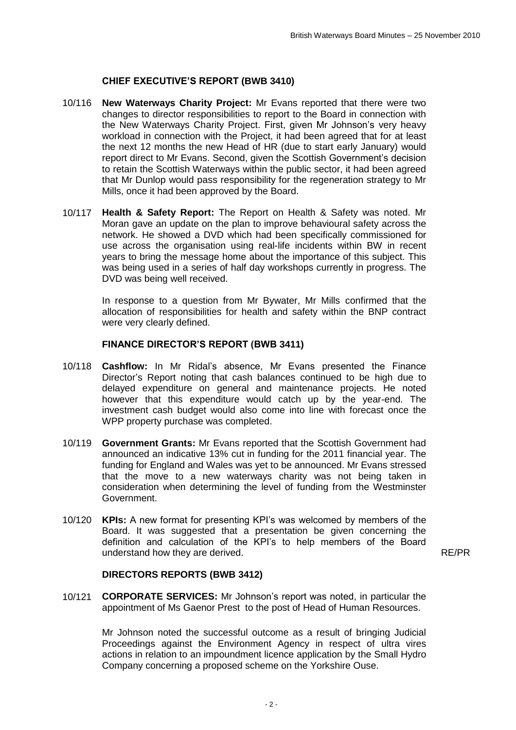## CHIEF EXECUTIVE'S REPORT (BWB 3410)

10/116 **New Waterways Charity Project:** Mr Evans reported that there were two changes to director responsibilities to report to the Board in connection with the New Waterways Charity Project. First, given Mr Johnson's very heavy workload in connection with the Project, it had been agreed that for at least the next 12 months the new Head of HR (due to start early January) would report direct to Mr Evans. Second, given the Scottish Government's decision to retain the Scottish Waterways within the public sector, it had been agreed that Mr Dunlop would pass responsibility for the regeneration strategy to Mr Mills, once it had been approved by the Board.

10/117 **Health & Safety Report:** The Report on Health & Safety was noted. Mr Moran gave an update on the plan to improve behavioural safety across the network. He showed a DVD which had been specifically commissioned for use across the organisation using real-life incidents within BW in recent years to bring the message home about the importance of this subject. This was being used in a series of half day workshops currently in progress. The DVD was being well received.

In response to a question from Mr Bywater, Mr Mills confirmed that the allocation of responsibilities for health and safety within the BNP contract were very clearly defined.

## FINANCE DIRECTOR'S REPORT (BWB 3411)

10/118 **Cashflow:** In Mr Ridal's absence, Mr Evans presented the Finance Director's Report noting that cash balances continued to be high due to delayed expenditure on general and maintenance projects. He noted however that this expenditure would catch up by the year-end. The investment cash budget would also come into line with forecast once the WPP property purchase was completed.

10/119 **Government Grants:** Mr Evans reported that the Scottish Government had announced an indicative 13% cut in funding for the 2011 financial year. The funding for England and Wales was yet to be announced. Mr Evans stressed that the move to a new waterways charity was not being taken in consideration when determining the level of funding from the Westminster Government.

10/120 **KPIs:** A new format for presenting KPI's was welcomed by members of the Board. It was suggested that a presentation be given concerning the definition and calculation of the KPI's to help members of the Board understand how they are derived. RE/PR

## DIRECTORS REPORTS (BWB 3412)

10/121 **CORPORATE SERVICES:** Mr Johnson's report was noted, in particular the appointment of Ms Gaenor Prest to the post of Head of Human Resources.

Mr Johnson noted the successful outcome as a result of bringing Judicial Proceedings against the Environment Agency in respect of ultra vires actions in relation to an impoundment licence application by the Small Hydro Company concerning a proposed scheme on the Yorkshire Ouse.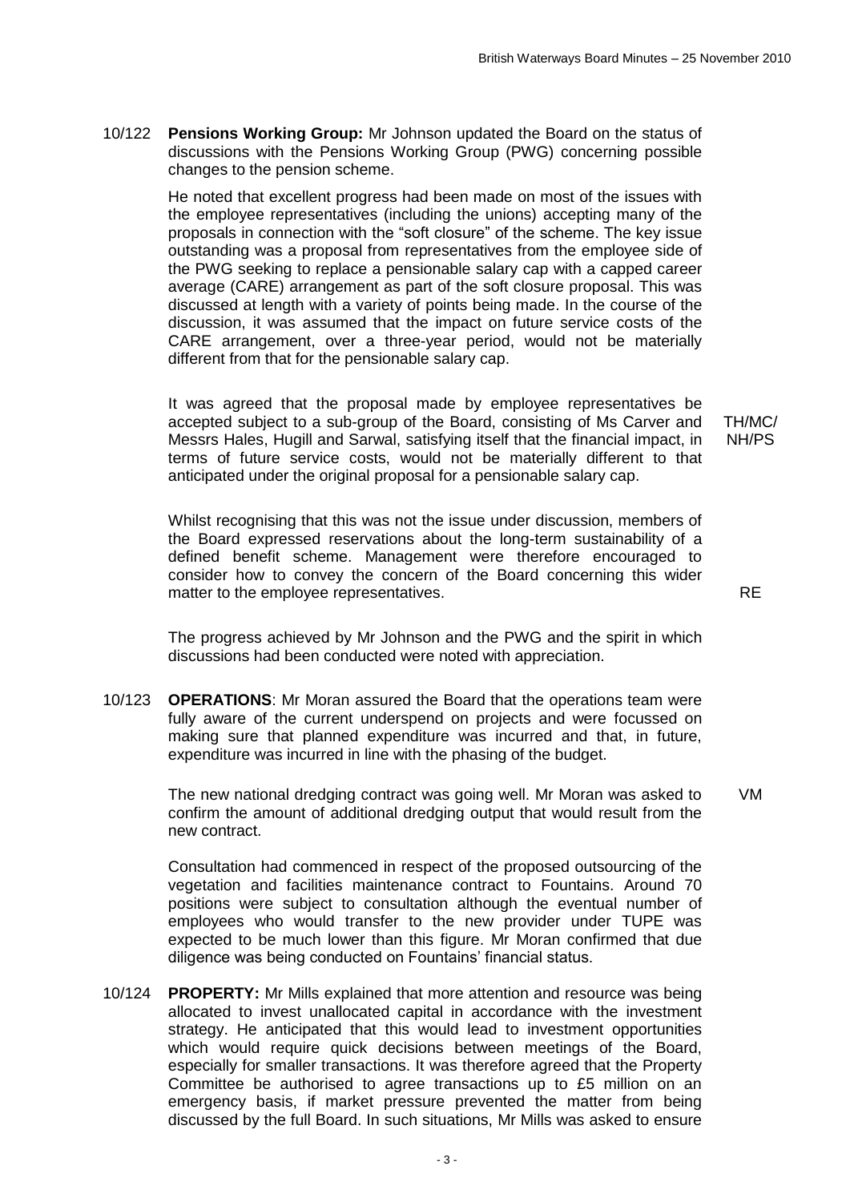10/122 **Pensions Working Group:** Mr Johnson updated the Board on the status of discussions with the Pensions Working Group (PWG) concerning possible changes to the pension scheme.

He noted that excellent progress had been made on most of the issues with the employee representatives (including the unions) accepting many of the proposals in connection with the "soft closure" of the scheme. The key issue outstanding was a proposal from representatives from the employee side of the PWG seeking to replace a pensionable salary cap with a capped career average (CARE) arrangement as part of the soft closure proposal. This was discussed at length with a variety of points being made. In the course of the discussion, it was assumed that the impact on future service costs of the CARE arrangement, over a three-year period, would not be materially different from that for the pensionable salary cap.

It was agreed that the proposal made by employee representatives be accepted subject to a sub-group of the Board, consisting of Ms Carver and Messrs Hales, Hugill and Sarwal, satisfying itself that the financial impact, in terms of future service costs, would not be materially different to that anticipated under the original proposal for a pensionable salary cap. **TH/MC/NH/PS**

Whilst recognising that this was not the issue under discussion, members of the Board expressed reservations about the long-term sustainability of a defined benefit scheme. Management were therefore encouraged to consider how to convey the concern of the Board concerning this wider matter to the employee representatives. **RE**

The progress achieved by Mr Johnson and the PWG and the spirit in which discussions had been conducted were noted with appreciation.

10/123 **OPERATIONS**: Mr Moran assured the Board that the operations team were fully aware of the current underspend on projects and were focussed on making sure that planned expenditure was incurred and that, in future, expenditure was incurred in line with the phasing of the budget.

The new national dredging contract was going well. Mr Moran was asked to confirm the amount of additional dredging output that would result from the new contract. **VM**

Consultation had commenced in respect of the proposed outsourcing of the vegetation and facilities maintenance contract to Fountains. Around 70 positions were subject to consultation although the eventual number of employees who would transfer to the new provider under TUPE was expected to be much lower than this figure. Mr Moran confirmed that due diligence was being conducted on Fountains' financial status.

10/124 **PROPERTY:** Mr Mills explained that more attention and resource was being allocated to invest unallocated capital in accordance with the investment strategy. He anticipated that this would lead to investment opportunities which would require quick decisions between meetings of the Board, especially for smaller transactions. It was therefore agreed that the Property Committee be authorised to agree transactions up to £5 million on an emergency basis, if market pressure prevented the matter from being discussed by the full Board. In such situations, Mr Mills was asked to ensure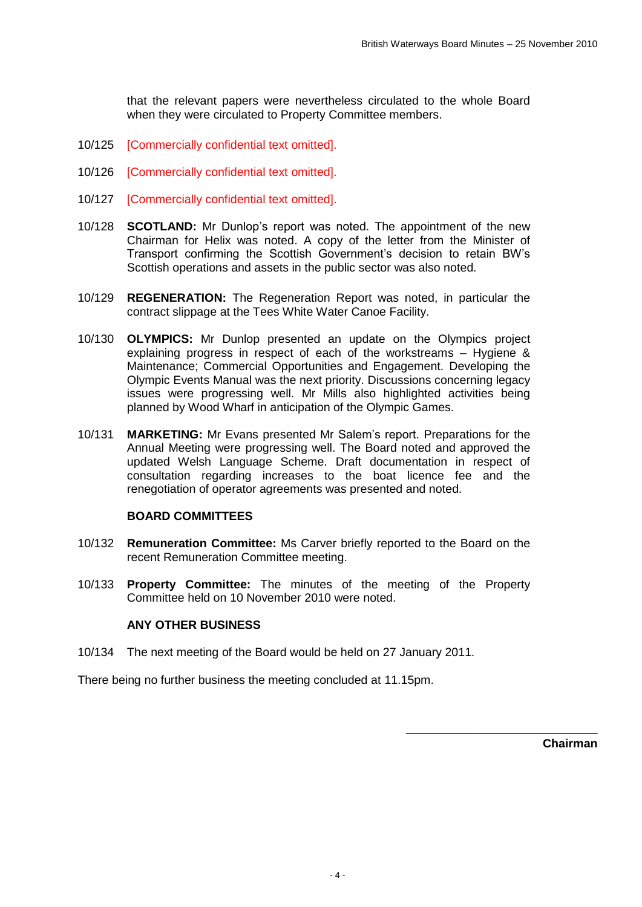that the relevant papers were nevertheless circulated to the whole Board when they were circulated to Property Committee members.

10/125 [Commercially confidential text omitted].

10/126 [Commercially confidential text omitted].

10/127 [Commercially confidential text omitted].

10/128 **SCOTLAND:** Mr Dunlop's report was noted. The appointment of the new Chairman for Helix was noted. A copy of the letter from the Minister of Transport confirming the Scottish Government's decision to retain BW's Scottish operations and assets in the public sector was also noted.

10/129 **REGENERATION:** The Regeneration Report was noted, in particular the contract slippage at the Tees White Water Canoe Facility.

10/130 **OLYMPICS:** Mr Dunlop presented an update on the Olympics project explaining progress in respect of each of the workstreams – Hygiene & Maintenance; Commercial Opportunities and Engagement. Developing the Olympic Events Manual was the next priority. Discussions concerning legacy issues were progressing well. Mr Mills also highlighted activities being planned by Wood Wharf in anticipation of the Olympic Games.

10/131 **MARKETING:** Mr Evans presented Mr Salem's report. Preparations for the Annual Meeting were progressing well. The Board noted and approved the updated Welsh Language Scheme. Draft documentation in respect of consultation regarding increases to the boat licence fee and the renegotiation of operator agreements was presented and noted.

**BOARD COMMITTEES**

10/132 **Remuneration Committee:** Ms Carver briefly reported to the Board on the recent Remuneration Committee meeting.

10/133 **Property Committee:** The minutes of the meeting of the Property Committee held on 10 November 2010 were noted.

**ANY OTHER BUSINESS**

10/134 The next meeting of the Board would be held on 27 January 2011.

There being no further business the meeting concluded at 11.15pm.

\_\_\_\_\_\_\_\_\_\_\_\_\_\_\_\_\_\_\_\_\_\_\_\_\_\_\_\_\_\_

**Chairman**